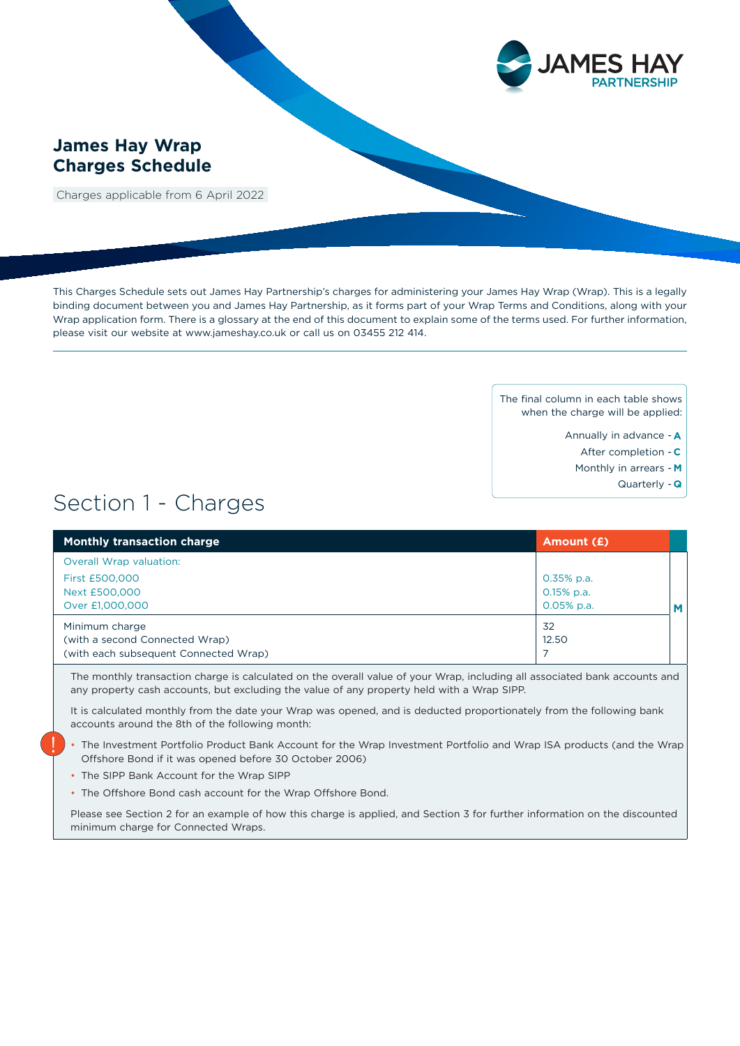# James Hay Wrap Charges Schedule

Charges applicable from 6 April 2022

This Charges Schedule sets out James Hay Partnership's charges for administering your James Hay Wrap (Wrap). This is a legally binding document between you and James Hay Partnership, as it forms part of your Wrap Terms and Conditions, along with your Wrap application form. There is a glossary at the end of this document to explain some of the terms used. For further information, please visit our website at www.jameshay.co.uk or call us on 03455 212 414.

The final column in each table shows when the charge will be applied:

- Annually in advance - **A**
- After completion - **C**
- Monthly in arrears - **M**
- Quarterly - **Q**

## Section 1 - Charges

| Monthly transaction charge | Amount (£) | |
|---|---|---|
| Overall Wrap valuation:<br>First £500,000<br>Next £500,000<br>Over £1,000,000 | <br>0.35% p.a.<br>0.15% p.a.<br>0.05% p.a. | **M** |
| Minimum charge<br>(with a second Connected Wrap)<br>(with each subsequent Connected Wrap) | 32<br>12.50<br>7 | |

The monthly transaction charge is calculated on the overall value of your Wrap, including all associated bank accounts and any property cash accounts, but excluding the value of any property held with a Wrap SIPP.

It is calculated monthly from the date your Wrap was opened, and is deducted proportionately from the following bank accounts around the 8th of the following month:

- The Investment Portfolio Product Bank Account for the Wrap Investment Portfolio and Wrap ISA products (and the Wrap Offshore Bond if it was opened before 30 October 2006)
- The SIPP Bank Account for the Wrap SIPP
- The Offshore Bond cash account for the Wrap Offshore Bond.

Please see Section 2 for an example of how this charge is applied, and Section 3 for further information on the discounted minimum charge for Connected Wraps.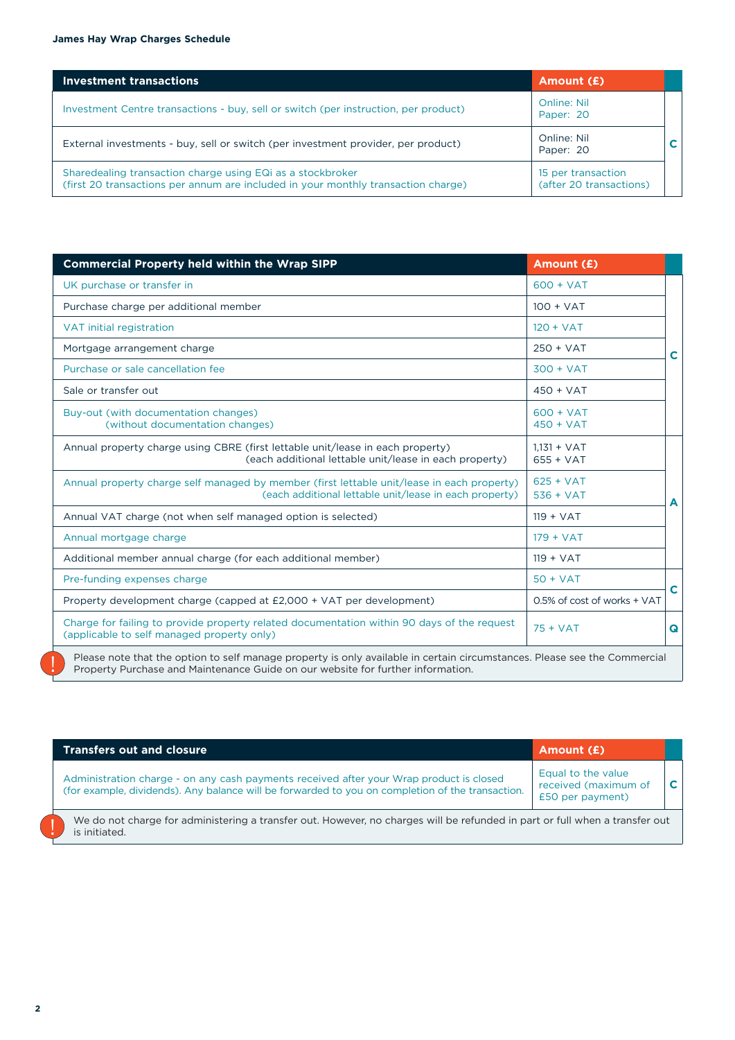| Investment transactions | Amount (£) | |
|---|---|---|
| Investment Centre transactions - buy, sell or switch (per instruction, per product) | Online: Nil<br>Paper: 20 | C |
| External investments - buy, sell or switch (per investment provider, per product) | Online: Nil<br>Paper: 20 | C |
| Sharedealing transaction charge using EQi as a stockbroker<br>(first 20 transactions per annum are included in your monthly transaction charge) | 15 per transaction<br>(after 20 transactions) | C |

| Commercial Property held within the Wrap SIPP | Amount (£) | |
|---|---|---|
| UK purchase or transfer in | 600 + VAT | C |
| Purchase charge per additional member | 100 + VAT | C |
| VAT initial registration | 120 + VAT | C |
| Mortgage arrangement charge | 250 + VAT | C |
| Purchase or sale cancellation fee | 300 + VAT | C |
| Sale or transfer out | 450 + VAT | C |
| Buy-out (with documentation changes)<br>(without documentation changes) | 600 + VAT<br>450 + VAT | C |
| Annual property charge using CBRE (first lettable unit/lease in each property)<br>(each additional lettable unit/lease in each property) | 1,131 + VAT<br>655 + VAT | A |
| Annual property charge self managed by member (first lettable unit/lease in each property)<br>(each additional lettable unit/lease in each property) | 625 + VAT<br>536 + VAT | A |
| Annual VAT charge (not when self managed option is selected) | 119 + VAT | A |
| Annual mortgage charge | 179 + VAT | A |
| Additional member annual charge (for each additional member) | 119 + VAT | A |
| Pre-funding expenses charge | 50 + VAT | C |
| Property development charge (capped at £2,000 + VAT per development) | 0.5% of cost of works + VAT | C |
| Charge for failing to provide property related documentation within 90 days of the request (applicable to self managed property only) | 75 + VAT | Q |

! Please note that the option to self manage property is only available in certain circumstances. Please see the Commercial Property Purchase and Maintenance Guide on our website for further information.

| Transfers out and closure | Amount (£) | |
|---|---|---|
| Administration charge - on any cash payments received after your Wrap product is closed (for example, dividends). Any balance will be forwarded to you on completion of the transaction. | Equal to the value received (maximum of £50 per payment) | C |

! We do not charge for administering a transfer out. However, no charges will be refunded in part or full when a transfer out is initiated.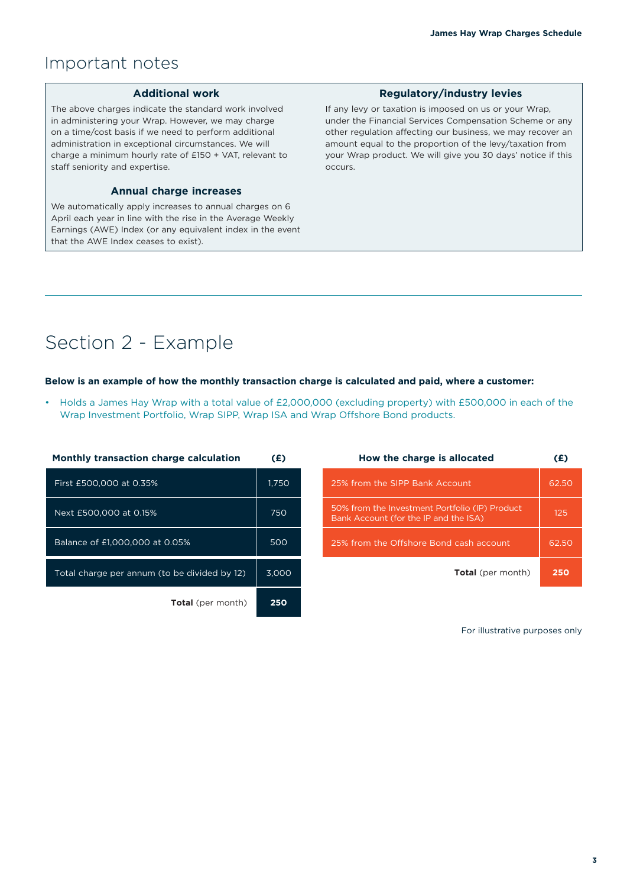# Important notes

### Additional work

The above charges indicate the standard work involved in administering your Wrap. However, we may charge on a time/cost basis if we need to perform additional administration in exceptional circumstances. We will charge a minimum hourly rate of £150 + VAT, relevant to staff seniority and expertise.

### Annual charge increases

We automatically apply increases to annual charges on 6 April each year in line with the rise in the Average Weekly Earnings (AWE) Index (or any equivalent index in the event that the AWE Index ceases to exist).

### Regulatory/industry levies

If any levy or taxation is imposed on us or your Wrap, under the Financial Services Compensation Scheme or any other regulation affecting our business, we may recover an amount equal to the proportion of the levy/taxation from your Wrap product. We will give you 30 days' notice if this occurs.

# Section 2 - Example

**Below is an example of how the monthly transaction charge is calculated and paid, where a customer:**

- Holds a James Hay Wrap with a total value of £2,000,000 (excluding property) with £500,000 in each of the Wrap Investment Portfolio, Wrap SIPP, Wrap ISA and Wrap Offshore Bond products.

| Monthly transaction charge calculation | (£) |
|---|---|
| First £500,000 at 0.35% | 1,750 |
| Next £500,000 at 0.15% | 750 |
| Balance of £1,000,000 at 0.05% | 500 |
| Total charge per annum (to be divided by 12) | 3,000 |
| **Total** (per month) | **250** |

| How the charge is allocated | (£) |
|---|---|
| 25% from the SIPP Bank Account | 62.50 |
| 50% from the Investment Portfolio (IP) Product Bank Account (for the IP and the ISA) | 125 |
| 25% from the Offshore Bond cash account | 62.50 |
| **Total** (per month) | **250** |

For illustrative purposes only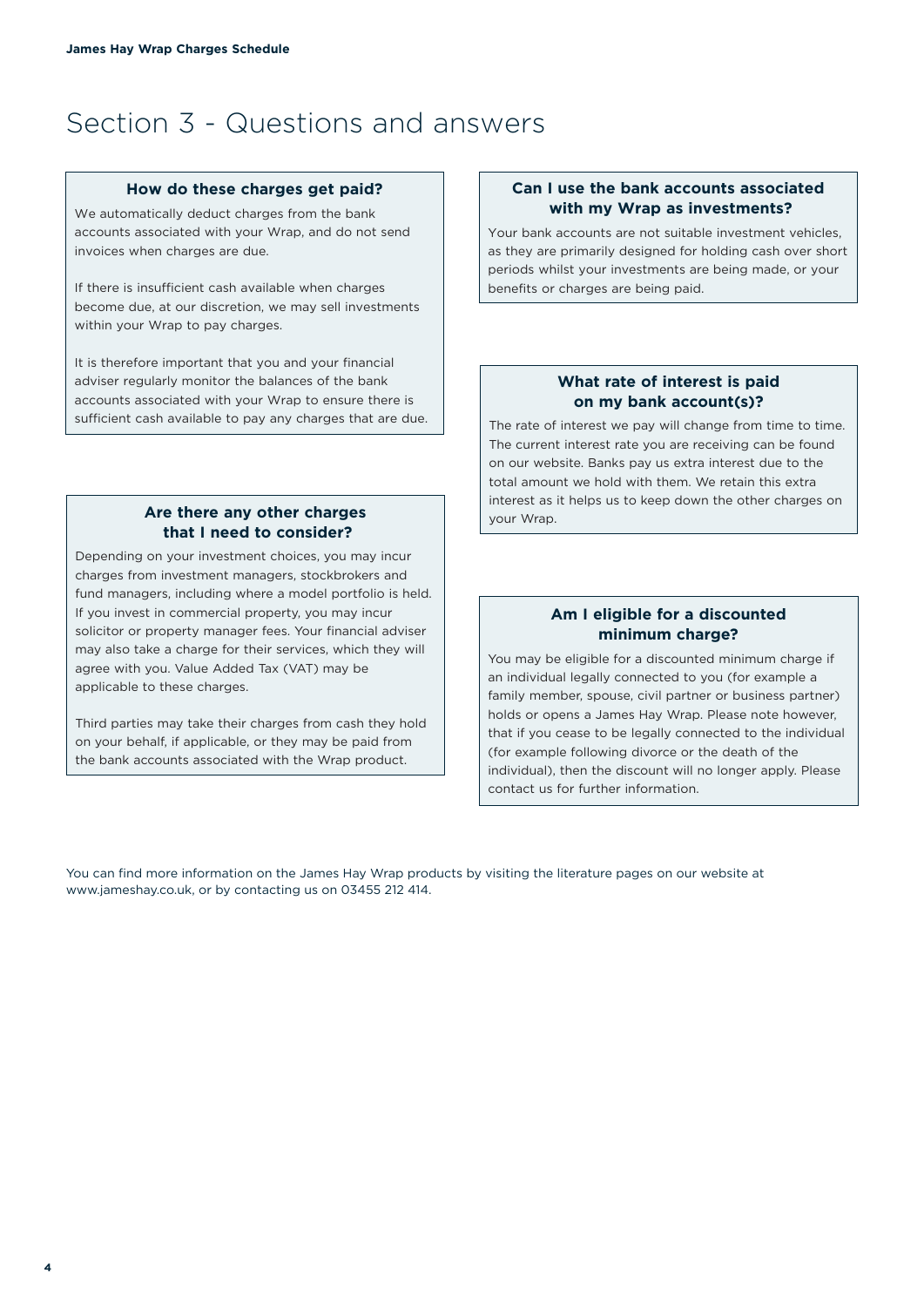# Section 3 - Questions and answers

### How do these charges get paid?

We automatically deduct charges from the bank accounts associated with your Wrap, and do not send invoices when charges are due.

If there is insufficient cash available when charges become due, at our discretion, we may sell investments within your Wrap to pay charges.

It is therefore important that you and your financial adviser regularly monitor the balances of the bank accounts associated with your Wrap to ensure there is sufficient cash available to pay any charges that are due.

### Are there any other charges that I need to consider?

Depending on your investment choices, you may incur charges from investment managers, stockbrokers and fund managers, including where a model portfolio is held. If you invest in commercial property, you may incur solicitor or property manager fees. Your financial adviser may also take a charge for their services, which they will agree with you. Value Added Tax (VAT) may be applicable to these charges.

Third parties may take their charges from cash they hold on your behalf, if applicable, or they may be paid from the bank accounts associated with the Wrap product.

### Can I use the bank accounts associated with my Wrap as investments?

Your bank accounts are not suitable investment vehicles, as they are primarily designed for holding cash over short periods whilst your investments are being made, or your benefits or charges are being paid.

### What rate of interest is paid on my bank account(s)?

The rate of interest we pay will change from time to time. The current interest rate you are receiving can be found on our website. Banks pay us extra interest due to the total amount we hold with them. We retain this extra interest as it helps us to keep down the other charges on your Wrap.

### Am I eligible for a discounted minimum charge?

You may be eligible for a discounted minimum charge if an individual legally connected to you (for example a family member, spouse, civil partner or business partner) holds or opens a James Hay Wrap. Please note however, that if you cease to be legally connected to the individual (for example following divorce or the death of the individual), then the discount will no longer apply. Please contact us for further information.

You can find more information on the James Hay Wrap products by visiting the literature pages on our website at www.jameshay.co.uk, or by contacting us on 03455 212 414.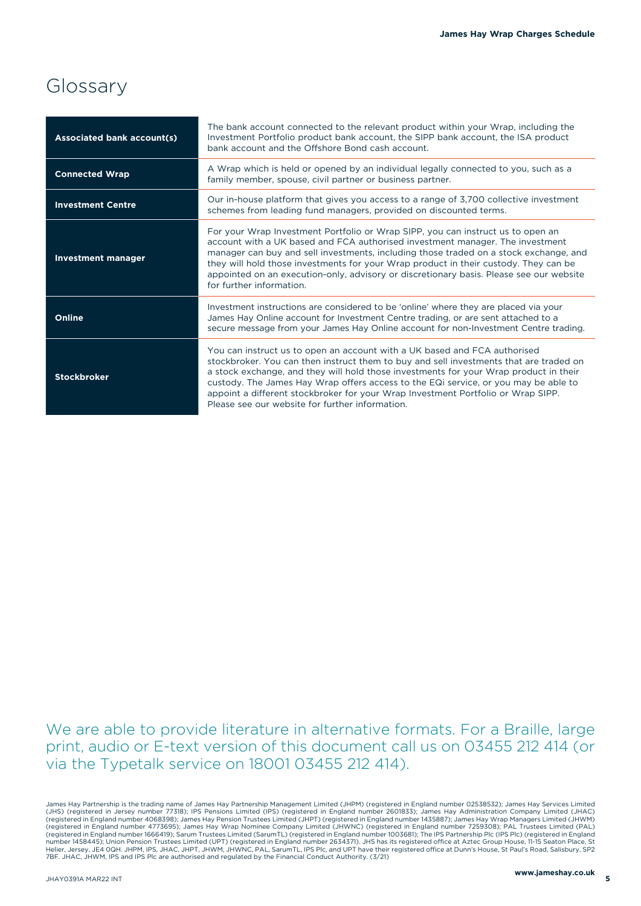# Glossary

| | |
|---|---|
| **Associated bank account(s)** | The bank account connected to the relevant product within your Wrap, including the Investment Portfolio product bank account, the SIPP bank account, the ISA product bank account and the Offshore Bond cash account. |
| **Connected Wrap** | A Wrap which is held or opened by an individual legally connected to you, such as a family member, spouse, civil partner or business partner. |
| **Investment Centre** | Our in-house platform that gives you access to a range of 3,700 collective investment schemes from leading fund managers, provided on discounted terms. |
| **Investment manager** | For your Wrap Investment Portfolio or Wrap SIPP, you can instruct us to open an account with a UK based and FCA authorised investment manager. The investment manager can buy and sell investments, including those traded on a stock exchange, and they will hold those investments for your Wrap product in their custody. They can be appointed on an execution-only, advisory or discretionary basis. Please see our website for further information. |
| **Online** | Investment instructions are considered to be 'online' where they are placed via your James Hay Online account for Investment Centre trading, or are sent attached to a secure message from your James Hay Online account for non-Investment Centre trading. |
| **Stockbroker** | You can instruct us to open an account with a UK based and FCA authorised stockbroker. You can then instruct them to buy and sell investments that are traded on a stock exchange, and they will hold those investments for your Wrap product in their custody. The James Hay Wrap offers access to the EQi service, or you may be able to appoint a different stockbroker for your Wrap Investment Portfolio or Wrap SIPP. Please see our website for further information. |

We are able to provide literature in alternative formats. For a Braille, large print, audio or E-text version of this document call us on 03455 212 414 (or via the Typetalk service on 18001 03455 212 414).

James Hay Partnership is the trading name of James Hay Partnership Management Limited (JHPM) (registered in England number 02538532); James Hay Services Limited (JHS) (registered in Jersey number 77318); IPS Pensions Limited (IPS) (registered in England number 2601833); James Hay Administration Company Limited (JHAC) (registered in England number 4068398); James Hay Pension Trustees Limited (JHPT) (registered in England number 1435887); James Hay Wrap Managers Limited (JHWM) (registered in England number 4773695); James Hay Wrap Nominee Company Limited (JHWNC) (registered in England number 7259308); PAL Trustees Limited (PAL) (registered in England number 1666419); Sarum Trustees Limited (SarumTL) (registered in England number 1003681); The IPS Partnership Plc (IPS Plc) (registered in England number 1458445); Union Pension Trustees Limited (UPT) (registered in England number 2634371). JHS has its registered office at Aztec Group House, 11-15 Seaton Place, St Helier, Jersey, JE4 0QH. JHPM, IPS, JHAC, JHPT, JHWM, JHWNC, PAL, SarumTL, IPS Plc, and UPT have their registered office at Dunn's House, St Paul's Road, Salisbury, SP2 7BF. JHAC, JHWM, IPS and IPS Plc are authorised and regulated by the Financial Conduct Authority. (3/21)

JHAY0391A MAR22 INT

www.jameshay.co.uk